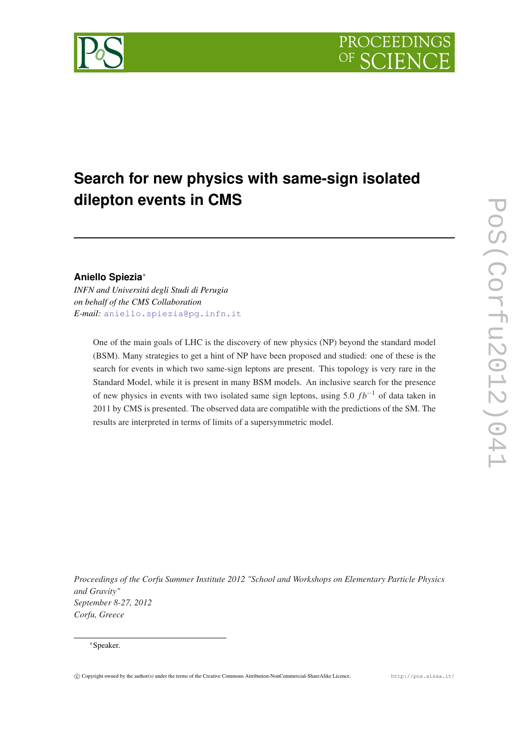# Search for new physics with same-sign isolated dilepton events in CMS

**Aniello Spiezia***

*INFN and Universitá degli Studi di Perugia*
*on behalf of the CMS Collaboration*
*E-mail:* aniello.spiezia@pg.infn.it

One of the main goals of LHC is the discovery of new physics (NP) beyond the standard model (BSM). Many strategies to get a hint of NP have been proposed and studied: one of these is the search for events in which two same-sign leptons are present. This topology is very rare in the Standard Model, while it is present in many BSM models. An inclusive search for the presence of new physics in events with two isolated same sign leptons, using 5.0 $fb^{-1}$ of data taken in 2011 by CMS is presented. The observed data are compatible with the predictions of the SM. The results are interpreted in terms of limits of a supersymmetric model.

*Proceedings of the Corfu Summer Institute 2012 "School and Workshops on Elementary Particle Physics and Gravity"*
*September 8-27, 2012*
*Corfu, Greece*

*Speaker.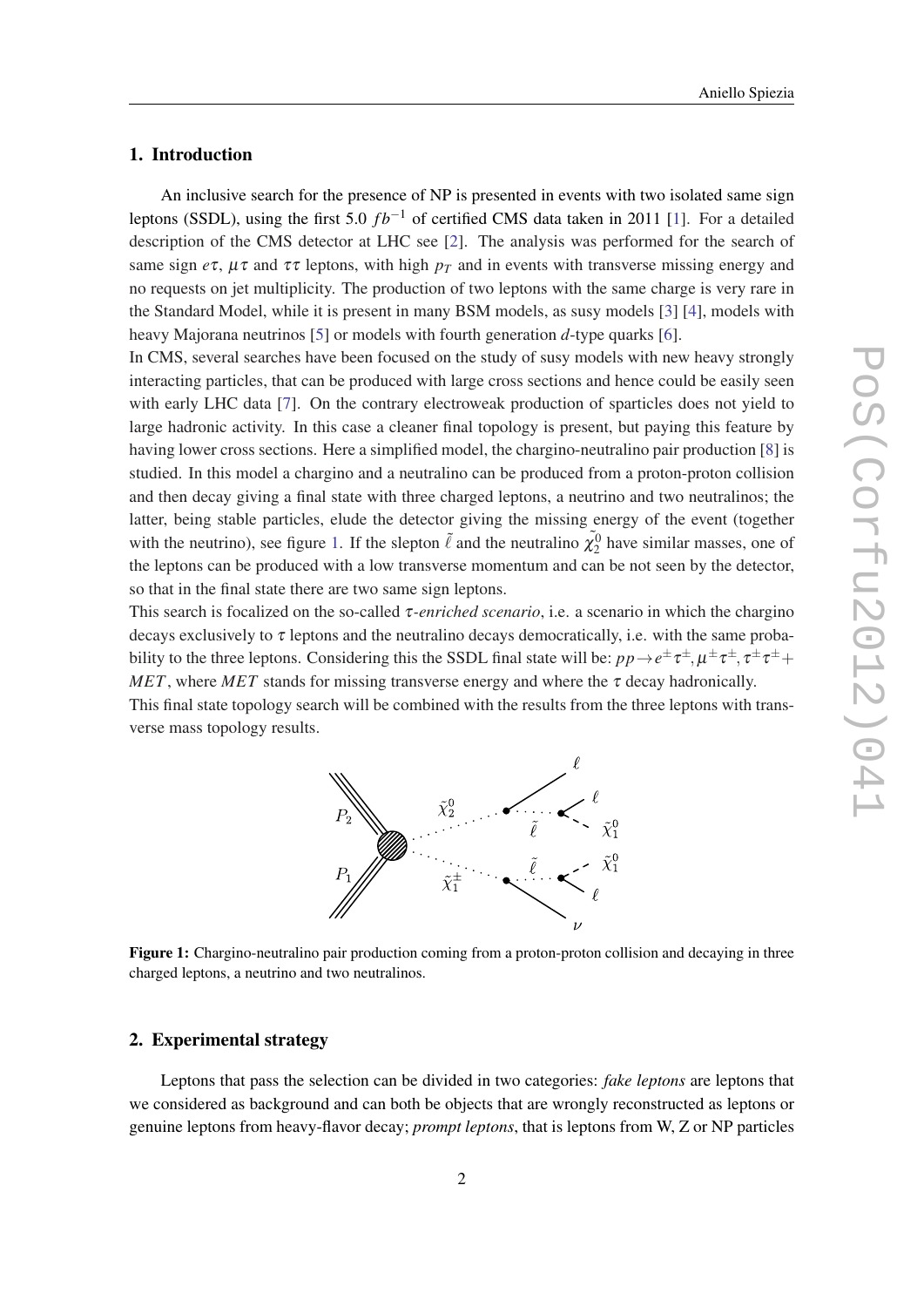## 1. Introduction

An inclusive search for the presence of NP is presented in events with two isolated same sign leptons (SSDL), using the first 5.0 $fb^{-1}$ of certified CMS data taken in 2011 [1]. For a detailed description of the CMS detector at LHC see [2]. The analysis was performed for the search of same sign $e\tau$, $\mu\tau$ and $\tau\tau$ leptons, with high $p_T$ and in events with transverse missing energy and no requests on jet multiplicity. The production of two leptons with the same charge is very rare in the Standard Model, while it is present in many BSM models, as susy models [3] [4], models with heavy Majorana neutrinos [5] or models with fourth generation $d$-type quarks [6].

In CMS, several searches have been focused on the study of susy models with new heavy strongly interacting particles, that can be produced with large cross sections and hence could be easily seen with early LHC data [7]. On the contrary electroweak production of sparticles does not yield to large hadronic activity. In this case a cleaner final topology is present, but paying this feature by having lower cross sections. Here a simplified model, the chargino-neutralino pair production [8] is studied. In this model a chargino and a neutralino can be produced from a proton-proton collision and then decay giving a final state with three charged leptons, a neutrino and two neutralinos; the latter, being stable particles, elude the detector giving the missing energy of the event (together with the neutrino), see figure 1. If the slepton $\tilde{\ell}$ and the neutralino $\tilde{\chi}_2^0$ have similar masses, one of the leptons can be produced with a low transverse momentum and can be not seen by the detector, so that in the final state there are two same sign leptons.

This search is focalized on the so-called *$\tau$-enriched scenario*, i.e. a scenario in which the chargino decays exclusively to $\tau$ leptons and the neutralino decays democratically, i.e. with the same probability to the three leptons. Considering this the SSDL final state will be: $pp \to e^{\pm}\tau^{\pm}, \mu^{\pm}\tau^{\pm}, \tau^{\pm}\tau^{\pm} + MET$, where $MET$ stands for missing transverse energy and where the $\tau$ decay hadronically.

This final state topology search will be combined with the results from the three leptons with transverse mass topology results.

**Figure 1:** Chargino-neutralino pair production coming from a proton-proton collision and decaying in three charged leptons, a neutrino and two neutralinos.

## 2. Experimental strategy

Leptons that pass the selection can be divided in two categories: *fake leptons* are leptons that we considered as background and can both be objects that are wrongly reconstructed as leptons or genuine leptons from heavy-flavor decay; *prompt leptons*, that is leptons from W, Z or NP particles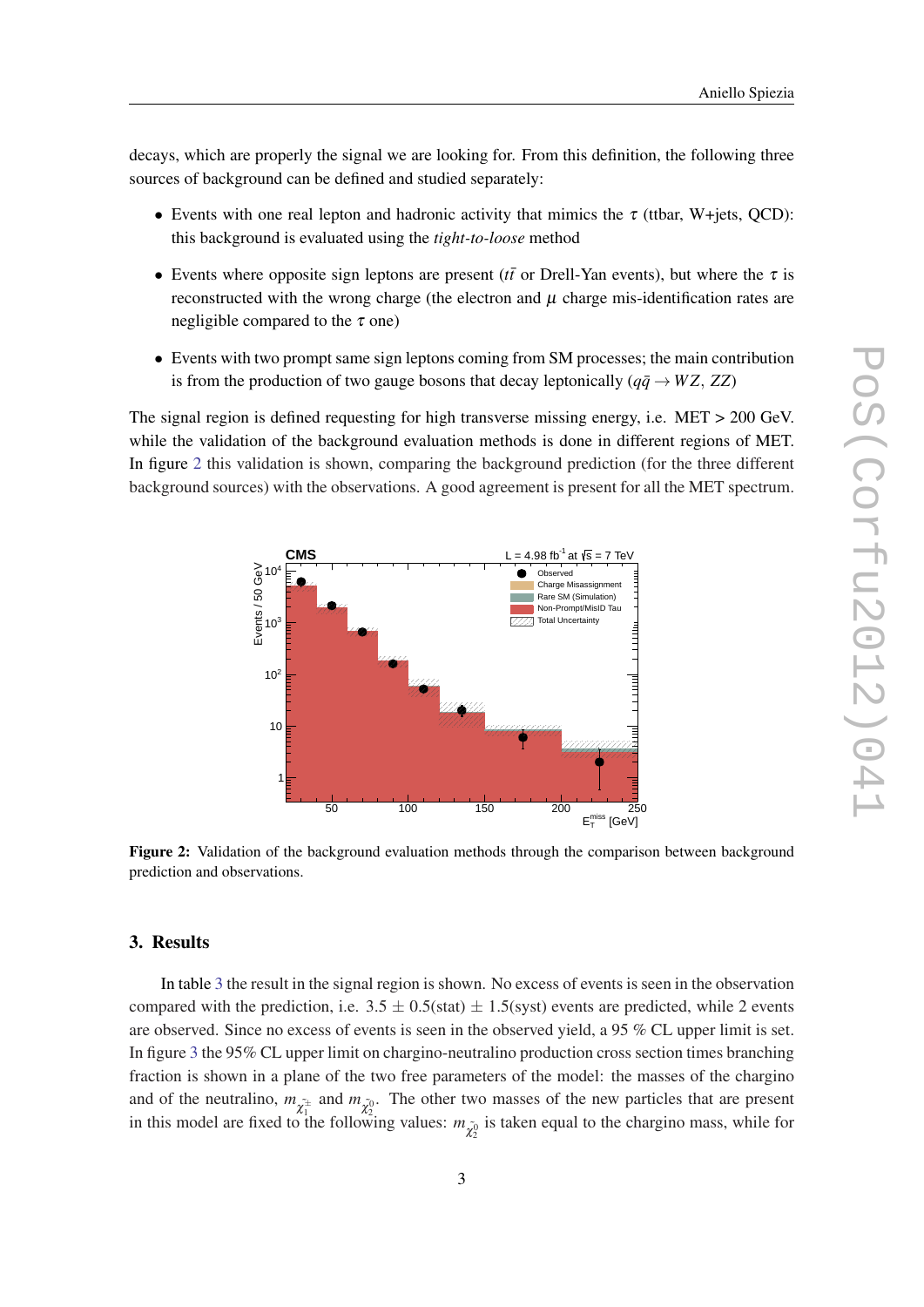decays, which are properly the signal we are looking for. From this definition, the following three sources of background can be defined and studied separately:

- Events with one real lepton and hadronic activity that mimics the $\tau$ (ttbar, W+jets, QCD): this background is evaluated using the *tight-to-loose* method
- Events where opposite sign leptons are present ($t\bar{t}$ or Drell-Yan events), but where the $\tau$ is reconstructed with the wrong charge (the electron and $\mu$ charge mis-identification rates are negligible compared to the $\tau$ one)
- Events with two prompt same sign leptons coming from SM processes; the main contribution is from the production of two gauge bosons that decay leptonically ($q\bar{q} \rightarrow WZ$, $ZZ$)

The signal region is defined requesting for high transverse missing energy, i.e. MET > 200 GeV. while the validation of the background evaluation methods is done in different regions of MET. In figure 2 this validation is shown, comparing the background prediction (for the three different background sources) with the observations. A good agreement is present for all the MET spectrum.

**Figure 2:** Validation of the background evaluation methods through the comparison between background prediction and observations.

## 3. Results

In table 3 the result in the signal region is shown. No excess of events is seen in the observation compared with the prediction, i.e. $3.5 \pm 0.5(\text{stat}) \pm 1.5(\text{syst})$ events are predicted, while 2 events are observed. Since no excess of events is seen in the observed yield, a 95 % CL upper limit is set. In figure 3 the 95% CL upper limit on chargino-neutralino production cross section times branching fraction is shown in a plane of the two free parameters of the model: the masses of the chargino and of the neutralino, $m_{\tilde{\chi}_1^{\pm}}$ and $m_{\tilde{\chi}_2^0}$. The other two masses of the new particles that are present in this model are fixed to the following values: $m_{\tilde{\chi}_2^0}$ is taken equal to the chargino mass, while for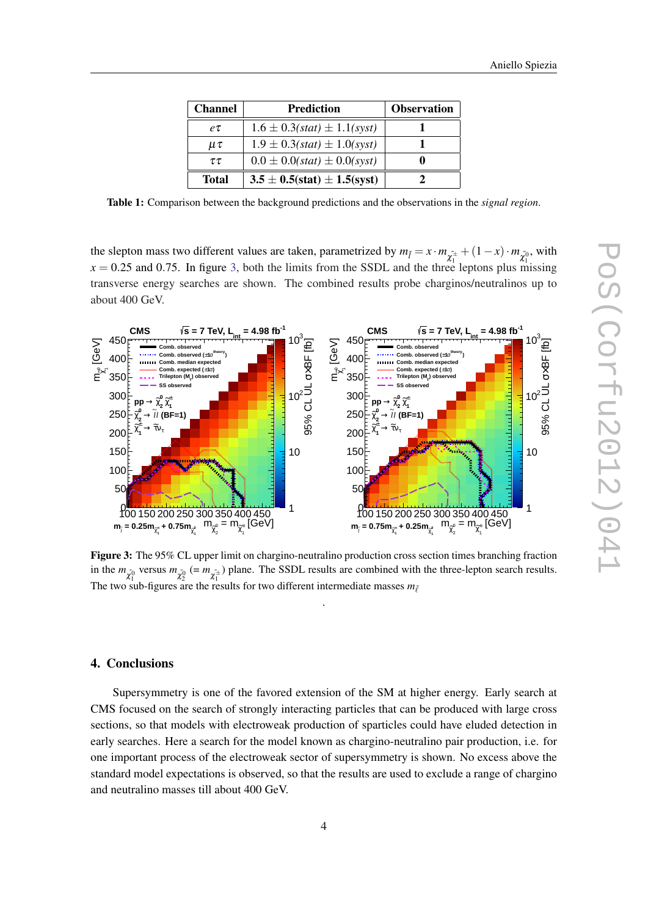| Channel | Prediction | Observation |
|---|---|---|
| $e\tau$ | $1.6 \pm 0.3(stat) \pm 1.1(syst)$ | 1 |
| $\mu\tau$ | $1.9 \pm 0.3(stat) \pm 1.0(syst)$ | 1 |
| $\tau\tau$ | $0.0 \pm 0.0(stat) \pm 0.0(syst)$ | 0 |
| **Total** | $\mathbf{3.5 \pm 0.5(stat) \pm 1.5(syst)}$ | **2** |

**Table 1:** Comparison between the background predictions and the observations in the *signal region*.

the slepton mass two different values are taken, parametrized by $m_{\tilde{l}} = x \cdot m_{\tilde{\chi}_1^{\pm}} + (1-x) \cdot m_{\tilde{\chi}_1^0}$, with $x = 0.25$ and $0.75$. In figure 3, both the limits from the SSDL and the three leptons plus missing transverse energy searches are shown. The combined results probe charginos/neutralinos up to about 400 GeV.

**Figure 3:** The 95% CL upper limit on chargino-neutralino production cross section times branching fraction in the $m_{\tilde{\chi}_1^0}$ versus $m_{\tilde{\chi}_2^0}$ ($= m_{\tilde{\chi}_1^{\pm}}$) plane. The SSDL results are combined with the three-lepton search results. The two sub-figures are the results for two different intermediate masses $m_{\tilde{l}}$

.

## 4. Conclusions

Supersymmetry is one of the favored extension of the SM at higher energy. Early search at CMS focused on the search of strongly interacting particles that can be produced with large cross sections, so that models with electroweak production of sparticles could have eluded detection in early searches. Here a search for the model known as chargino-neutralino pair production, i.e. for one important process of the electroweak sector of supersymmetry is shown. No excess above the standard model expectations is observed, so that the results are used to exclude a range of chargino and neutralino masses till about 400 GeV.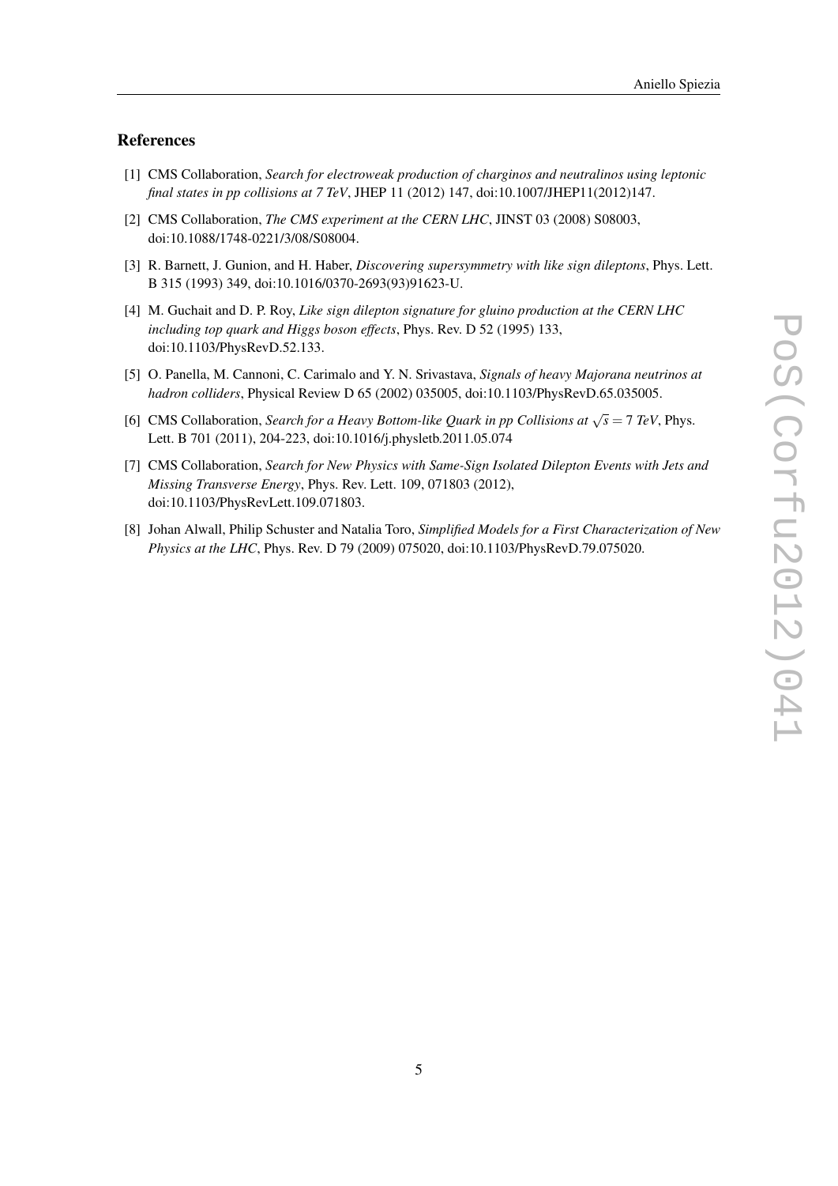## References

[1] CMS Collaboration, *Search for electroweak production of charginos and neutralinos using leptonic final states in pp collisions at 7 TeV*, JHEP 11 (2012) 147, doi:10.1007/JHEP11(2012)147.

[2] CMS Collaboration, *The CMS experiment at the CERN LHC*, JINST 03 (2008) S08003, doi:10.1088/1748-0221/3/08/S08004.

[3] R. Barnett, J. Gunion, and H. Haber, *Discovering supersymmetry with like sign dileptons*, Phys. Lett. B 315 (1993) 349, doi:10.1016/0370-2693(93)91623-U.

[4] M. Guchait and D. P. Roy, *Like sign dilepton signature for gluino production at the CERN LHC including top quark and Higgs boson effects*, Phys. Rev. D 52 (1995) 133, doi:10.1103/PhysRevD.52.133.

[5] O. Panella, M. Cannoni, C. Carimalo and Y. N. Srivastava, *Signals of heavy Majorana neutrinos at hadron colliders*, Physical Review D 65 (2002) 035005, doi:10.1103/PhysRevD.65.035005.

[6] CMS Collaboration, *Search for a Heavy Bottom-like Quark in pp Collisions at* $\sqrt{s} = 7$ *TeV*, Phys. Lett. B 701 (2011), 204-223, doi:10.1016/j.physletb.2011.05.074

[7] CMS Collaboration, *Search for New Physics with Same-Sign Isolated Dilepton Events with Jets and Missing Transverse Energy*, Phys. Rev. Lett. 109, 071803 (2012), doi:10.1103/PhysRevLett.109.071803.

[8] Johan Alwall, Philip Schuster and Natalia Toro, *Simplified Models for a First Characterization of New Physics at the LHC*, Phys. Rev. D 79 (2009) 075020, doi:10.1103/PhysRevD.79.075020.